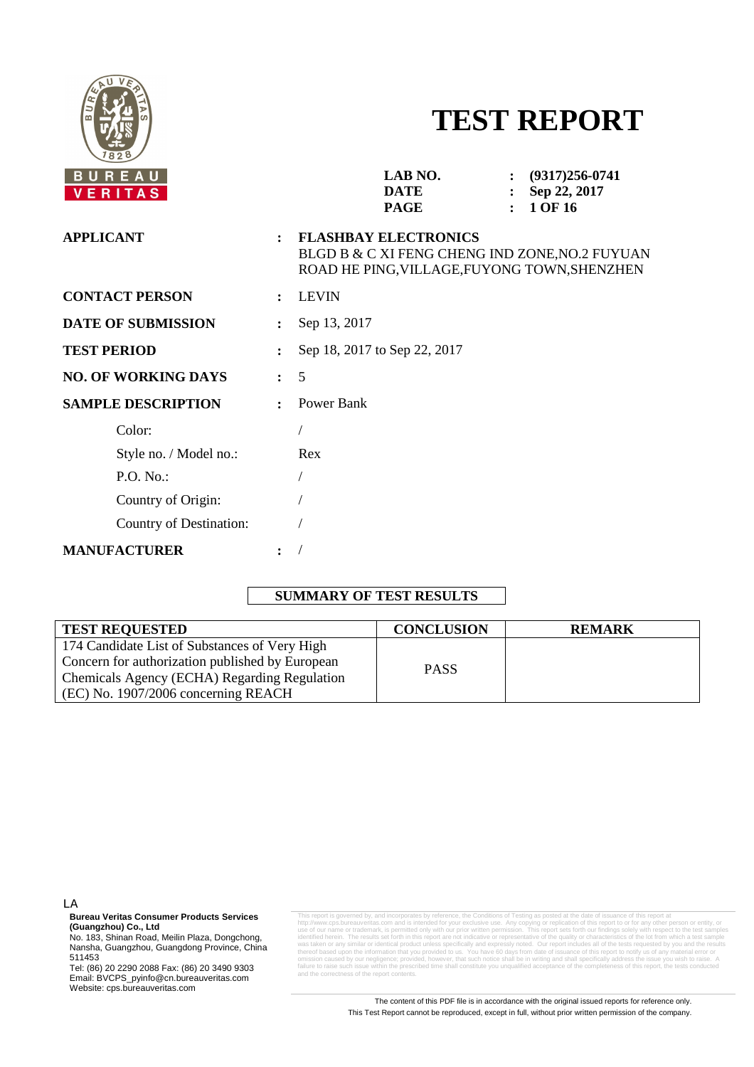BUREAU VERITAS

# TEST REPORT

| | | |
|---|---|---|
| **LAB NO.** | : | **(9317)256-0741** |
| **DATE** | : | **Sep 22, 2017** |

| | | |
|---|---|---|
| **APPLICANT** | : | **FLASHBAY ELECTRONICS**<br>BLGD B & C XI FENG CHENG IND ZONE,NO.2 FUYUAN ROAD HE PING,VILLAGE,FUYONG TOWN,SHENZHEN |
| **CONTACT PERSON** | : | LEVIN |
| **DATE OF SUBMISSION** | : | Sep 13, 2017 |
| **TEST PERIOD** | : | Sep 18, 2017 to Sep 22, 2017 |
| **NO. OF WORKING DAYS** | : | 5 |
| **SAMPLE DESCRIPTION** | : | Power Bank |
| Color: | | / |
| Style no. / Model no.: | | Rex |
| P.O. No.: | | / |
| Country of Origin: | | / |
| Country of Destination: | | / |
| **MANUFACTURER** | : | / |

## SUMMARY OF TEST RESULTS

| TEST REQUESTED | CONCLUSION | REMARK |
|---|---|---|
| 174 Candidate List of Substances of Very High Concern for authorization published by European Chemicals Agency (ECHA) Regarding Regulation (EC) No. 1907/2006 concerning REACH | PASS | |

LA

**Bureau Veritas Consumer Products Services (Guangzhou) Co., Ltd**
No. 183, Shinan Road, Meilin Plaza, Dongchong, Nansha, Guangzhou, Guangdong Province, China 511453
Tel: (86) 20 2290 2088 Fax: (86) 20 3490 9303
Email: BVCPS_pyinfo@cn.bureauveritas.com
Website: cps.bureauveritas.com

This report is governed by, and incorporates by reference, the Conditions of Testing as posted at the date of issuance of this report at http://www.cps.bureauveritas.com and is intended for your exclusive use. Any copying or replication of this report to or for any other person or entity, or use of our name or trademark, is permitted only with our prior written permission. This report sets forth our findings solely with respect to the test samples identified herein. The results set forth in this report are not indicative or representative of the quality or characteristics of the lot from which a test sample was taken or any similar or identical product unless specifically and expressly noted. Our report includes all of the tests requested by you and the results thereof based upon the information that you provided to us. You have 60 days from date of issuance of this report to notify us of any material error or omission caused by our negligence; provided, however, that such notice shall be in writing and shall specifically address the issue you wish to raise. A failure to raise such issue within the prescribed time shall constitute you unqualified acceptance of the completeness of this report, the tests conducted and the correctness of the report contents.

The content of this PDF file is in accordance with the original issued reports for reference only.
This Test Report cannot be reproduced, except in full, without prior written permission of the company.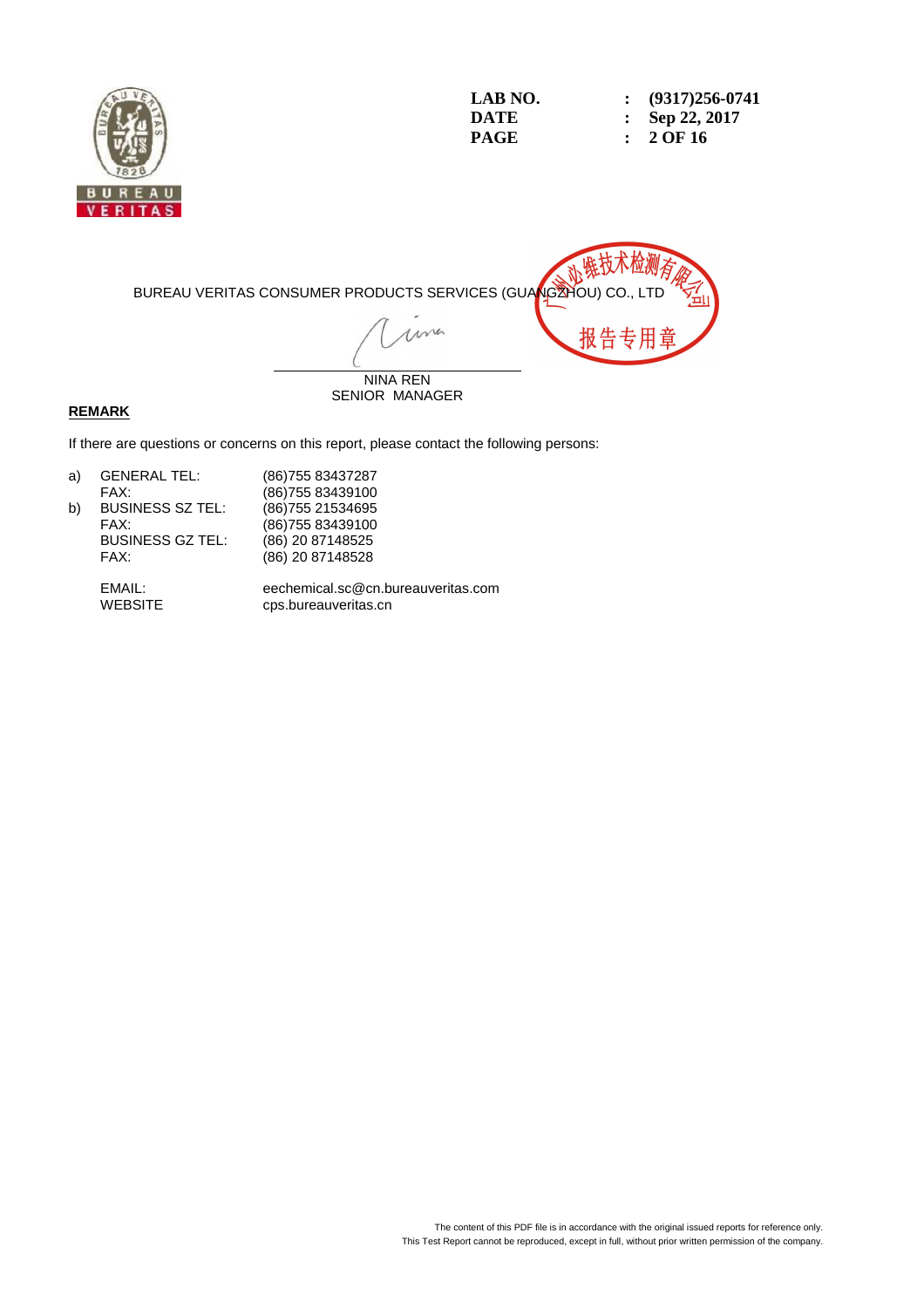| | | |
|---|---|---|
| **LAB NO.** | **:** | **(9317)256-0741** |
| **DATE** | **:** | **Sep 22, 2017** |

BUREAU VERITAS CONSUMER PRODUCTS SERVICES (GUANGZHOU) CO., LTD

广州必维技术检测有限公司 报告专用章

NINA REN
SENIOR MANAGER

**REMARK**

If there are questions or concerns on this report, please contact the following persons:

| | | |
|---|---|---|
| a) | GENERAL TEL: | (86)755 83437287 |
| | FAX: | (86)755 83439100 |
| b) | BUSINESS SZ TEL: | (86)755 21534695 |
| | FAX: | (86)755 83439100 |
| | BUSINESS GZ TEL: | (86) 20 87148525 |
| | FAX: | (86) 20 87148528 |
| | EMAIL: | eechemical.sc@cn.bureauveritas.com |
| | WEBSITE | cps.bureauveritas.cn |

The content of this PDF file is in accordance with the original issued reports for reference only.
This Test Report cannot be reproduced, except in full, without prior written permission of the company.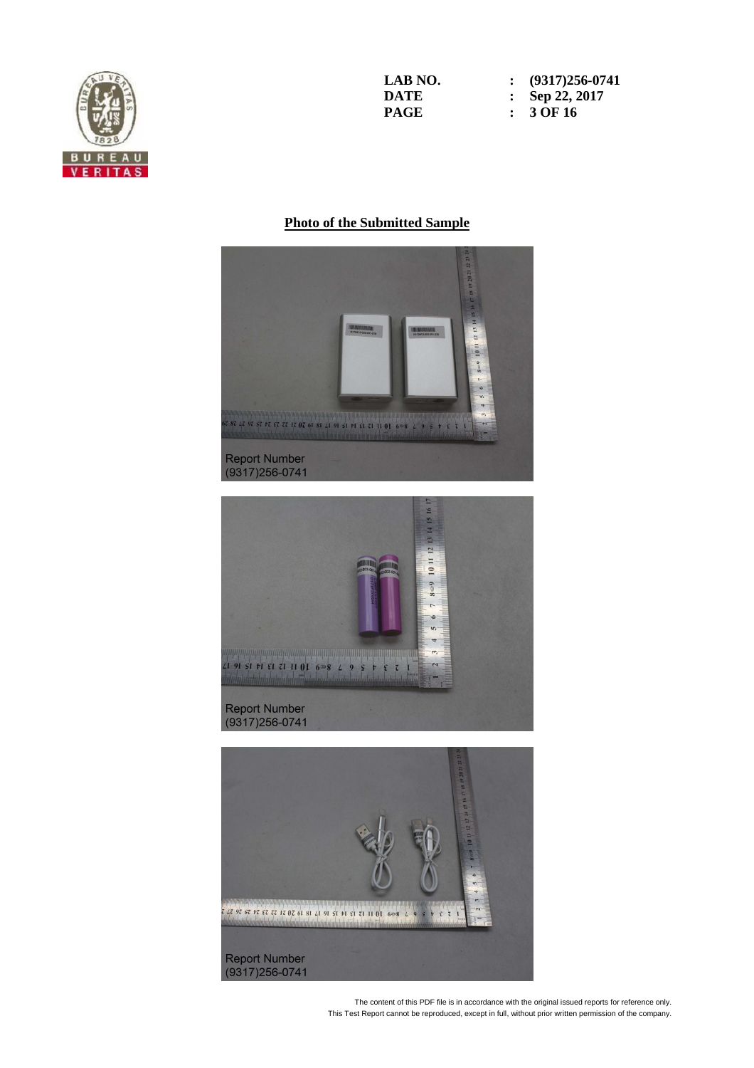LAB NO. : (9317)256-0741
DATE : Sep 22, 2017

## Photo of the Submitted Sample

Report Number
(9317)256-0741

Report Number
(9317)256-0741

Report Number
(9317)256-0741

The content of this PDF file is in accordance with the original issued reports for reference only.
This Test Report cannot be reproduced, except in full, without prior written permission of the company.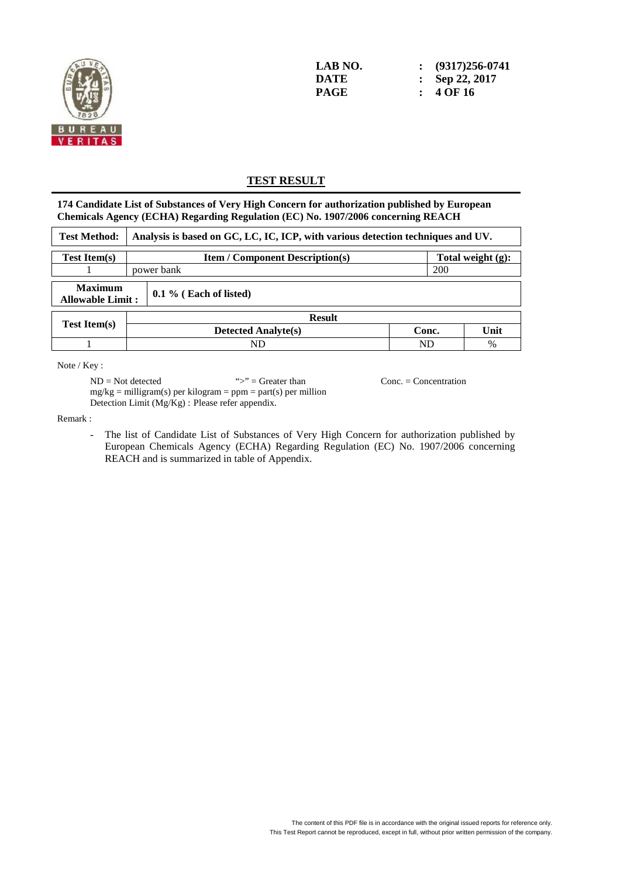LAB NO. : (9317)256-0741
DATE : Sep 22, 2017

## TEST RESULT

**174 Candidate List of Substances of Very High Concern for authorization published by European Chemicals Agency (ECHA) Regarding Regulation (EC) No. 1907/2006 concerning REACH**

| Test Method: | Analysis is based on GC, LC, IC, ICP, with various detection techniques and UV. |
|---|---|

| Test Item(s) | Item / Component Description(s) | Total weight (g): |
|---|---|---|
| 1 | power bank | 200 |

| Maximum Allowable Limit : | 0.1 % ( Each of listed) |
|---|---|

| Test Item(s) | Result | | |
|---|---|---|---|
| | Detected Analyte(s) | Conc. | Unit |
| 1 | ND | ND | % |

Note / Key :

ND = Not detected    ">" = Greater than    Conc. = Concentration
mg/kg = milligram(s) per kilogram = ppm = part(s) per million
Detection Limit (Mg/Kg) : Please refer appendix.

Remark :

- The list of Candidate List of Substances of Very High Concern for authorization published by European Chemicals Agency (ECHA) Regarding Regulation (EC) No. 1907/2006 concerning REACH and is summarized in table of Appendix.

The content of this PDF file is in accordance with the original issued reports for reference only.
This Test Report cannot be reproduced, except in full, without prior written permission of the company.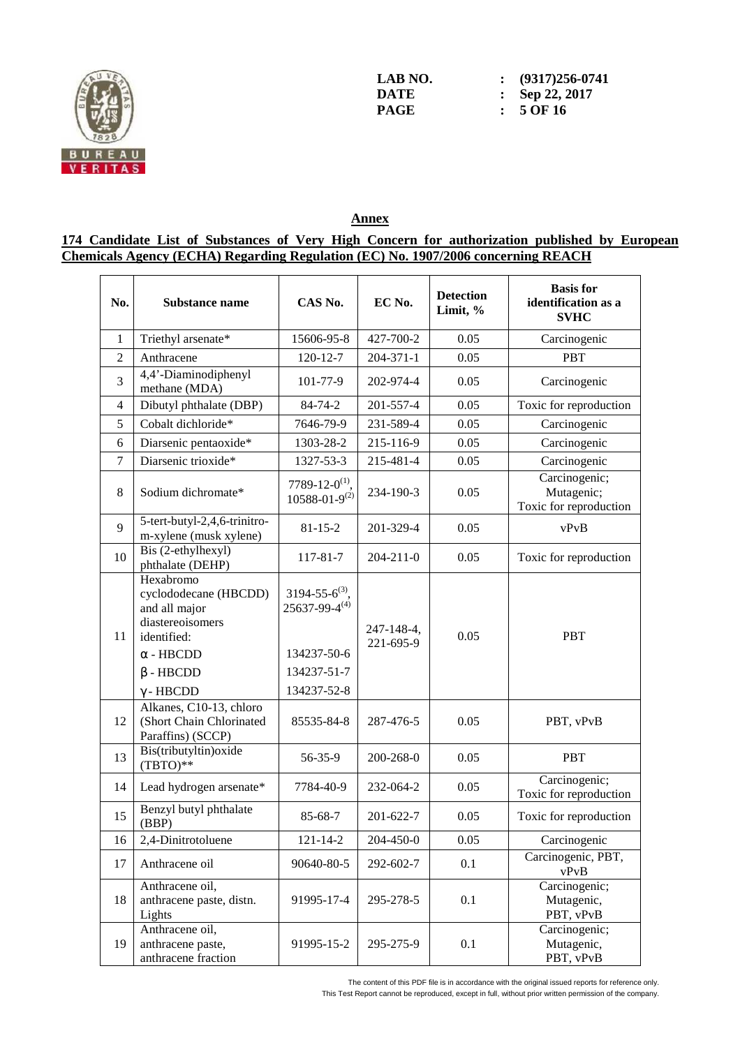LAB NO. : (9317)256-0741
DATE : Sep 22, 2017

## Annex

**174 Candidate List of Substances of Very High Concern for authorization published by European Chemicals Agency (ECHA) Regarding Regulation (EC) No. 1907/2006 concerning REACH**

| No. | Substance name | CAS No. | EC No. | Detection Limit, % | Basis for identification as a SVHC |
|---|---|---|---|---|---|
| 1 | Triethyl arsenate* | 15606-95-8 | 427-700-2 | 0.05 | Carcinogenic |
| 2 | Anthracene | 120-12-7 | 204-371-1 | 0.05 | PBT |
| 3 | 4,4'-Diaminodiphenyl methane (MDA) | 101-77-9 | 202-974-4 | 0.05 | Carcinogenic |
| 4 | Dibutyl phthalate (DBP) | 84-74-2 | 201-557-4 | 0.05 | Toxic for reproduction |
| 5 | Cobalt dichloride* | 7646-79-9 | 231-589-4 | 0.05 | Carcinogenic |
| 6 | Diarsenic pentaoxide* | 1303-28-2 | 215-116-9 | 0.05 | Carcinogenic |
| 7 | Diarsenic trioxide* | 1327-53-3 | 215-481-4 | 0.05 | Carcinogenic |
| 8 | Sodium dichromate* | 7789-12-0(1), 10588-01-9(2) | 234-190-3 | 0.05 | Carcinogenic; Mutagenic; Toxic for reproduction |
| 9 | 5-tert-butyl-2,4,6-trinitro-m-xylene (musk xylene) | 81-15-2 | 201-329-4 | 0.05 | vPvB |
| 10 | Bis (2-ethylhexyl) phthalate (DEHP) | 117-81-7 | 204-211-0 | 0.05 | Toxic for reproduction |
| 11 | Hexabromo cyclododecane (HBCDD) and all major diastereoisomers identified:<br>α - HBCDD<br>β - HBCDD<br>γ - HBCDD | 3194-55-6(3), 25637-99-4(4)<br><br>134237-50-6<br>134237-51-7<br>134237-52-8 | 247-148-4, 221-695-9 | 0.05 | PBT |
| 12 | Alkanes, C10-13, chloro (Short Chain Chlorinated Paraffins) (SCCP) | 85535-84-8 | 287-476-5 | 0.05 | PBT, vPvB |
| 13 | Bis(tributyltin)oxide (TBTO)** | 56-35-9 | 200-268-0 | 0.05 | PBT |
| 14 | Lead hydrogen arsenate* | 7784-40-9 | 232-064-2 | 0.05 | Carcinogenic; Toxic for reproduction |
| 15 | Benzyl butyl phthalate (BBP) | 85-68-7 | 201-622-7 | 0.05 | Toxic for reproduction |
| 16 | 2,4-Dinitrotoluene | 121-14-2 | 204-450-0 | 0.05 | Carcinogenic |
| 17 | Anthracene oil | 90640-80-5 | 292-602-7 | 0.1 | Carcinogenic, PBT, vPvB |
| 18 | Anthracene oil, anthracene paste, distn. Lights | 91995-17-4 | 295-278-5 | 0.1 | Carcinogenic; Mutagenic, PBT, vPvB |
| 19 | Anthracene oil, anthracene paste, anthracene fraction | 91995-15-2 | 295-275-9 | 0.1 | Carcinogenic; Mutagenic, PBT, vPvB |

The content of this PDF file is in accordance with the original issued reports for reference only.
This Test Report cannot be reproduced, except in full, without prior written permission of the company.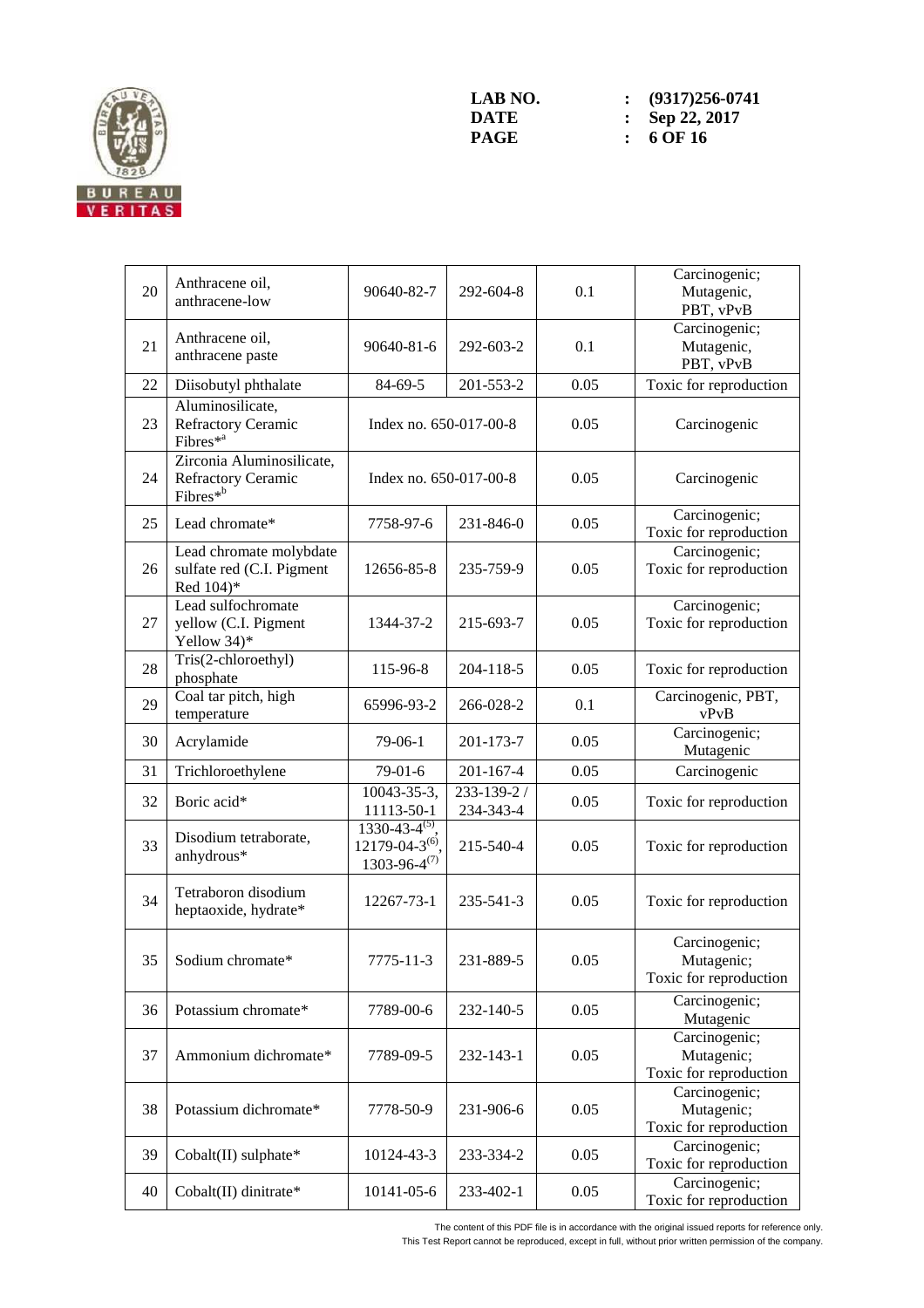| 20 | Anthracene oil, anthracene-low | 90640-82-7 | 292-604-8 | 0.1 | Carcinogenic; Mutagenic, PBT, vPvB |
|---|---|---|---|---|---|
| 21 | Anthracene oil, anthracene paste | 90640-81-6 | 292-603-2 | 0.1 | Carcinogenic; Mutagenic, PBT, vPvB |
| 22 | Diisobutyl phthalate | 84-69-5 | 201-553-2 | 0.05 | Toxic for reproduction |
| 23 | Aluminosilicate, Refractory Ceramic Fibres*[a] | Index no. 650-017-00-8 | | 0.05 | Carcinogenic |
| 24 | Zirconia Aluminosilicate, Refractory Ceramic Fibres*[b] | Index no. 650-017-00-8 | | 0.05 | Carcinogenic |
| 25 | Lead chromate* | 7758-97-6 | 231-846-0 | 0.05 | Carcinogenic; Toxic for reproduction |
| 26 | Lead chromate molybdate sulfate red (C.I. Pigment Red 104)* | 12656-85-8 | 235-759-9 | 0.05 | Carcinogenic; Toxic for reproduction |
| 27 | Lead sulfochromate yellow (C.I. Pigment Yellow 34)* | 1344-37-2 | 215-693-7 | 0.05 | Carcinogenic; Toxic for reproduction |
| 28 | Tris(2-chloroethyl) phosphate | 115-96-8 | 204-118-5 | 0.05 | Toxic for reproduction |
| 29 | Coal tar pitch, high temperature | 65996-93-2 | 266-028-2 | 0.1 | Carcinogenic, PBT, vPvB |
| 30 | Acrylamide | 79-06-1 | 201-173-7 | 0.05 | Carcinogenic; Mutagenic |
| 31 | Trichloroethylene | 79-01-6 | 201-167-4 | 0.05 | Carcinogenic |
| 32 | Boric acid* | 10043-35-3, 11113-50-1 | 233-139-2 / 234-343-4 | 0.05 | Toxic for reproduction |
| 33 | Disodium tetraborate, anhydrous* | 1330-43-4[(5)], 12179-04-3[(6)], 1303-96-4[(7)] | 215-540-4 | 0.05 | Toxic for reproduction |
| 34 | Tetraboron disodium heptaoxide, hydrate* | 12267-73-1 | 235-541-3 | 0.05 | Toxic for reproduction |
| 35 | Sodium chromate* | 7775-11-3 | 231-889-5 | 0.05 | Carcinogenic; Mutagenic; Toxic for reproduction |
| 36 | Potassium chromate* | 7789-00-6 | 232-140-5 | 0.05 | Carcinogenic; Mutagenic |
| 37 | Ammonium dichromate* | 7789-09-5 | 232-143-1 | 0.05 | Carcinogenic; Mutagenic; Toxic for reproduction |
| 38 | Potassium dichromate* | 7778-50-9 | 231-906-6 | 0.05 | Carcinogenic; Mutagenic; Toxic for reproduction |
| 39 | Cobalt(II) sulphate* | 10124-43-3 | 233-334-2 | 0.05 | Carcinogenic; Toxic for reproduction |
| 40 | Cobalt(II) dinitrate* | 10141-05-6 | 233-402-1 | 0.05 | Carcinogenic; Toxic for reproduction |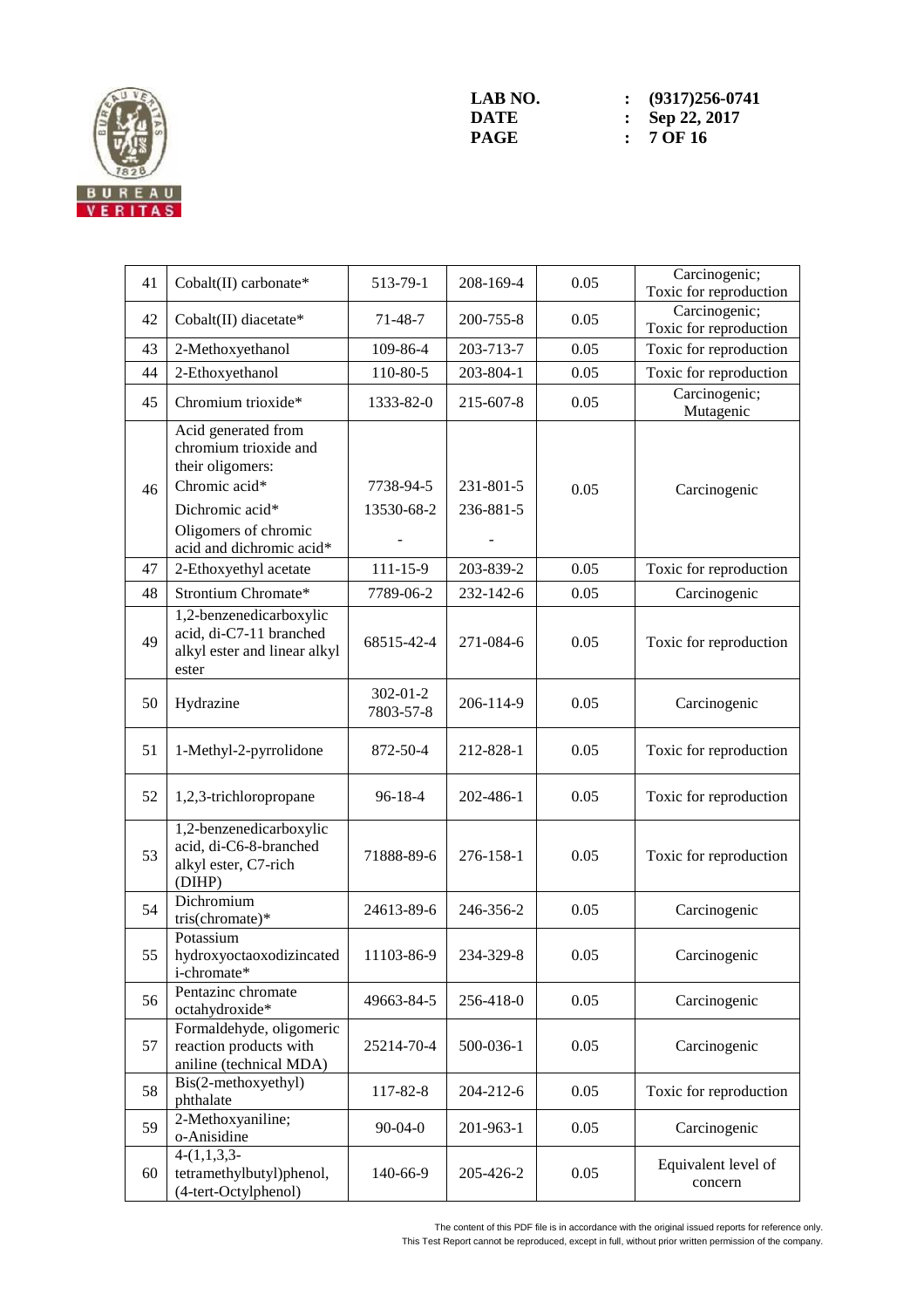| 41 | Cobalt(II) carbonate* | 513-79-1 | 208-169-4 | 0.05 | Carcinogenic; Toxic for reproduction |
|---|---|---|---|---|---|
| 42 | Cobalt(II) diacetate* | 71-48-7 | 200-755-8 | 0.05 | Carcinogenic; Toxic for reproduction |
| 43 | 2-Methoxyethanol | 109-86-4 | 203-713-7 | 0.05 | Toxic for reproduction |
| 44 | 2-Ethoxyethanol | 110-80-5 | 203-804-1 | 0.05 | Toxic for reproduction |
| 45 | Chromium trioxide* | 1333-82-0 | 215-607-8 | 0.05 | Carcinogenic; Mutagenic |
| 46 | Acid generated from chromium trioxide and their oligomers: Chromic acid* Dichromic acid* Oligomers of chromic acid and dichromic acid* | 7738-94-5 13530-68-2 - | 231-801-5 236-881-5 - | 0.05 | Carcinogenic |
| 47 | 2-Ethoxyethyl acetate | 111-15-9 | 203-839-2 | 0.05 | Toxic for reproduction |
| 48 | Strontium Chromate* | 7789-06-2 | 232-142-6 | 0.05 | Carcinogenic |
| 49 | 1,2-benzenedicarboxylic acid, di-C7-11 branched alkyl ester and linear alkyl ester | 68515-42-4 | 271-084-6 | 0.05 | Toxic for reproduction |
| 50 | Hydrazine | 302-01-2 7803-57-8 | 206-114-9 | 0.05 | Carcinogenic |
| 51 | 1-Methyl-2-pyrrolidone | 872-50-4 | 212-828-1 | 0.05 | Toxic for reproduction |
| 52 | 1,2,3-trichloropropane | 96-18-4 | 202-486-1 | 0.05 | Toxic for reproduction |
| 53 | 1,2-benzenedicarboxylic acid, di-C6-8-branched alkyl ester, C7-rich (DIHP) | 71888-89-6 | 276-158-1 | 0.05 | Toxic for reproduction |
| 54 | Dichromium tris(chromate)* | 24613-89-6 | 246-356-2 | 0.05 | Carcinogenic |
| 55 | Potassium hydroxyoctaoxodizincatedi-chromate* | 11103-86-9 | 234-329-8 | 0.05 | Carcinogenic |
| 56 | Pentazinc chromate octahydroxide* | 49663-84-5 | 256-418-0 | 0.05 | Carcinogenic |
| 57 | Formaldehyde, oligomeric reaction products with aniline (technical MDA) | 25214-70-4 | 500-036-1 | 0.05 | Carcinogenic |
| 58 | Bis(2-methoxyethyl) phthalate | 117-82-8 | 204-212-6 | 0.05 | Toxic for reproduction |
| 59 | 2-Methoxyaniline; o-Anisidine | 90-04-0 | 201-963-1 | 0.05 | Carcinogenic |
| 60 | 4-(1,1,3,3-tetramethylbutyl)phenol, (4-tert-Octylphenol) | 140-66-9 | 205-426-2 | 0.05 | Equivalent level of concern |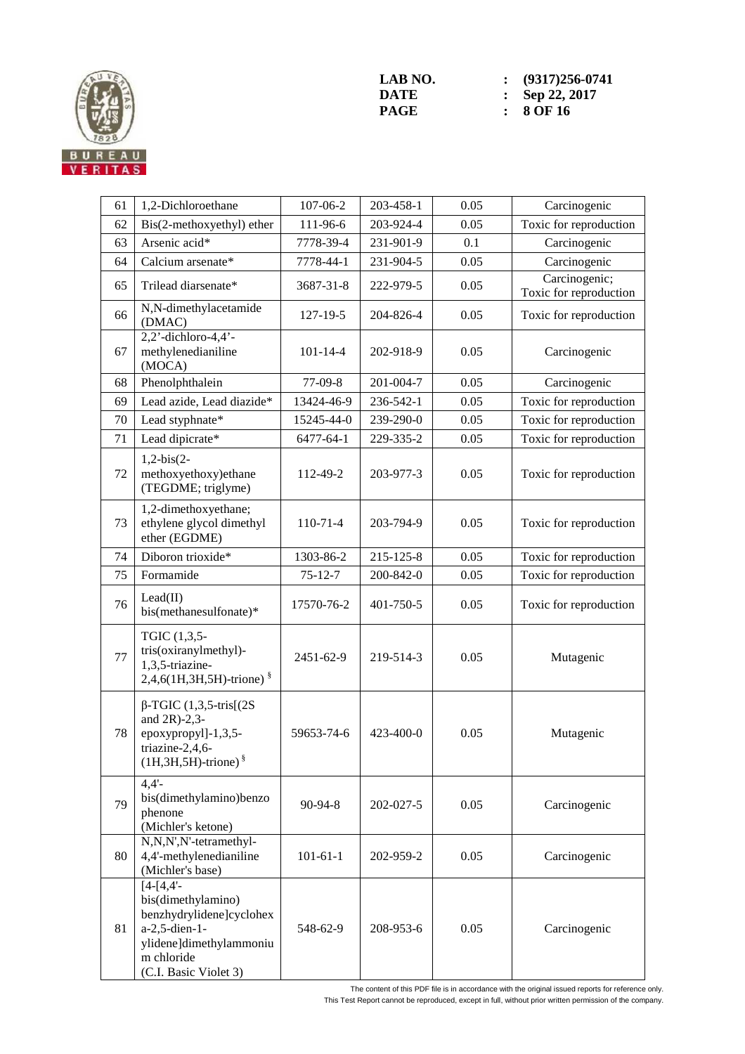| 61 | 1,2-Dichloroethane | 107-06-2 | 203-458-1 | 0.05 | Carcinogenic |
|---|---|---|---|---|---|
| 62 | Bis(2-methoxyethyl) ether | 111-96-6 | 203-924-4 | 0.05 | Toxic for reproduction |
| 63 | Arsenic acid* | 7778-39-4 | 231-901-9 | 0.1 | Carcinogenic |
| 64 | Calcium arsenate* | 7778-44-1 | 231-904-5 | 0.05 | Carcinogenic |
| 65 | Trilead diarsenate* | 3687-31-8 | 222-979-5 | 0.05 | Carcinogenic; Toxic for reproduction |
| 66 | N,N-dimethylacetamide (DMAC) | 127-19-5 | 204-826-4 | 0.05 | Toxic for reproduction |
| 67 | 2,2'-dichloro-4,4'-methylenedianiline (MOCA) | 101-14-4 | 202-918-9 | 0.05 | Carcinogenic |
| 68 | Phenolphthalein | 77-09-8 | 201-004-7 | 0.05 | Carcinogenic |
| 69 | Lead azide, Lead diazide* | 13424-46-9 | 236-542-1 | 0.05 | Toxic for reproduction |
| 70 | Lead styphnate* | 15245-44-0 | 239-290-0 | 0.05 | Toxic for reproduction |
| 71 | Lead dipicrate* | 6477-64-1 | 229-335-2 | 0.05 | Toxic for reproduction |
| 72 | 1,2-bis(2-methoxyethoxy)ethane (TEGDME; triglyme) | 112-49-2 | 203-977-3 | 0.05 | Toxic for reproduction |
| 73 | 1,2-dimethoxyethane; ethylene glycol dimethyl ether (EGDME) | 110-71-4 | 203-794-9 | 0.05 | Toxic for reproduction |
| 74 | Diboron trioxide* | 1303-86-2 | 215-125-8 | 0.05 | Toxic for reproduction |
| 75 | Formamide | 75-12-7 | 200-842-0 | 0.05 | Toxic for reproduction |
| 76 | Lead(II) bis(methanesulfonate)* | 17570-76-2 | 401-750-5 | 0.05 | Toxic for reproduction |
| 77 | TGIC (1,3,5-tris(oxiranylmethyl)-1,3,5-triazine-2,4,6(1H,3H,5H)-trione) § | 2451-62-9 | 219-514-3 | 0.05 | Mutagenic |
| 78 | β-TGIC (1,3,5-tris[(2S and 2R)-2,3-epoxypropyl]-1,3,5-triazine-2,4,6-(1H,3H,5H)-trione) § | 59653-74-6 | 423-400-0 | 0.05 | Mutagenic |
| 79 | 4,4'-bis(dimethylamino)benzophenone (Michler's ketone) | 90-94-8 | 202-027-5 | 0.05 | Carcinogenic |
| 80 | N,N,N',N'-tetramethyl-4,4'-methylenedianiline (Michler's base) | 101-61-1 | 202-959-2 | 0.05 | Carcinogenic |
| 81 | [4-[4,4'-bis(dimethylamino) benzhydrylidene]cyclohexa-2,5-dien-1-ylidene]dimethylammonium chloride (C.I. Basic Violet 3) | 548-62-9 | 208-953-6 | 0.05 | Carcinogenic |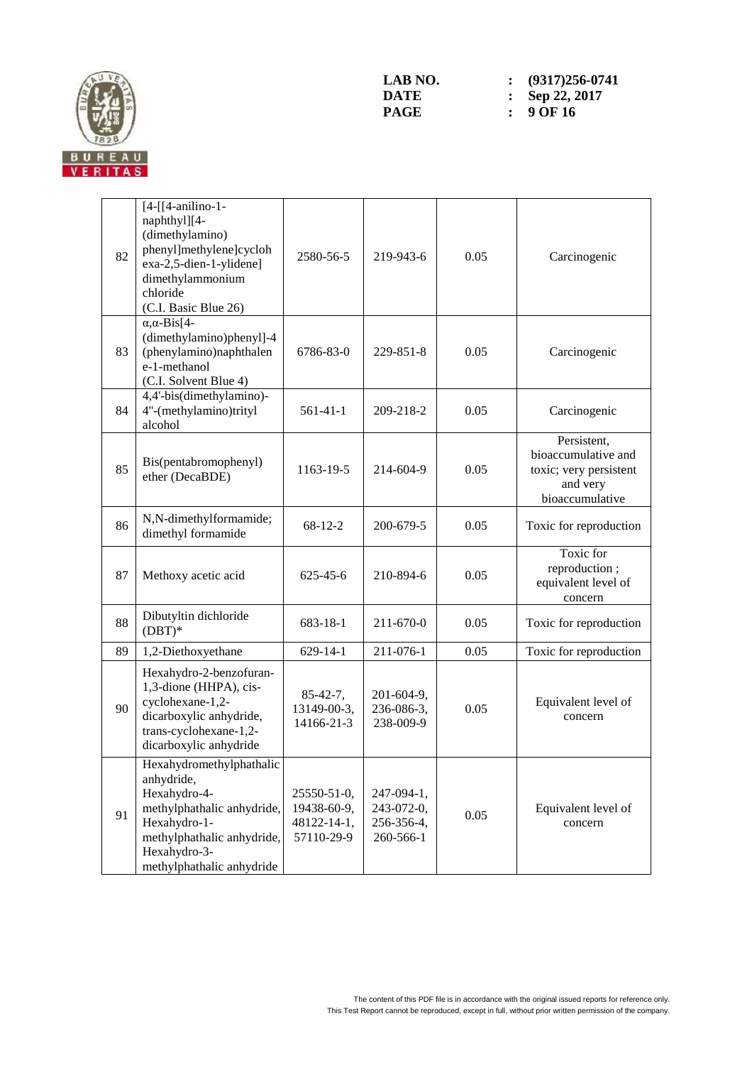| 82 | [4-[[4-anilino-1-naphthyl][4-(dimethylamino)phenyl]methylene]cyclohexa-2,5-dien-1-ylidene] dimethylammonium chloride (C.I. Basic Blue 26) | 2580-56-5 | 219-943-6 | 0.05 | Carcinogenic |
|---|---|---|---|---|---|
| 83 | α,α-Bis[4-(dimethylamino)phenyl]-4 (phenylamino)naphthalene-1-methanol (C.I. Solvent Blue 4) | 6786-83-0 | 229-851-8 | 0.05 | Carcinogenic |
| 84 | 4,4'-bis(dimethylamino)-4''-(methylamino)trityl alcohol | 561-41-1 | 209-218-2 | 0.05 | Carcinogenic |
| 85 | Bis(pentabromophenyl) ether (DecaBDE) | 1163-19-5 | 214-604-9 | 0.05 | Persistent, bioaccumulative and toxic; very persistent and very bioaccumulative |
| 86 | N,N-dimethylformamide; dimethyl formamide | 68-12-2 | 200-679-5 | 0.05 | Toxic for reproduction |
| 87 | Methoxy acetic acid | 625-45-6 | 210-894-6 | 0.05 | Toxic for reproduction ; equivalent level of concern |
| 88 | Dibutyltin dichloride (DBT)* | 683-18-1 | 211-670-0 | 0.05 | Toxic for reproduction |
| 89 | 1,2-Diethoxyethane | 629-14-1 | 211-076-1 | 0.05 | Toxic for reproduction |
| 90 | Hexahydro-2-benzofuran-1,3-dione (HHPA), cis-cyclohexane-1,2-dicarboxylic anhydride, trans-cyclohexane-1,2-dicarboxylic anhydride | 85-42-7, 13149-00-3, 14166-21-3 | 201-604-9, 236-086-3, 238-009-9 | 0.05 | Equivalent level of concern |
| 91 | Hexahydromethylphathalic anhydride, Hexahydro-4-methylphathalic anhydride, Hexahydro-1-methylphathalic anhydride, Hexahydro-3-methylphathalic anhydride | 25550-51-0, 19438-60-9, 48122-14-1, 57110-29-9 | 247-094-1, 243-072-0, 256-356-4, 260-566-1 | 0.05 | Equivalent level of concern |

The content of this PDF file is in accordance with the original issued reports for reference only.
This Test Report cannot be reproduced, except in full, without prior written permission of the company.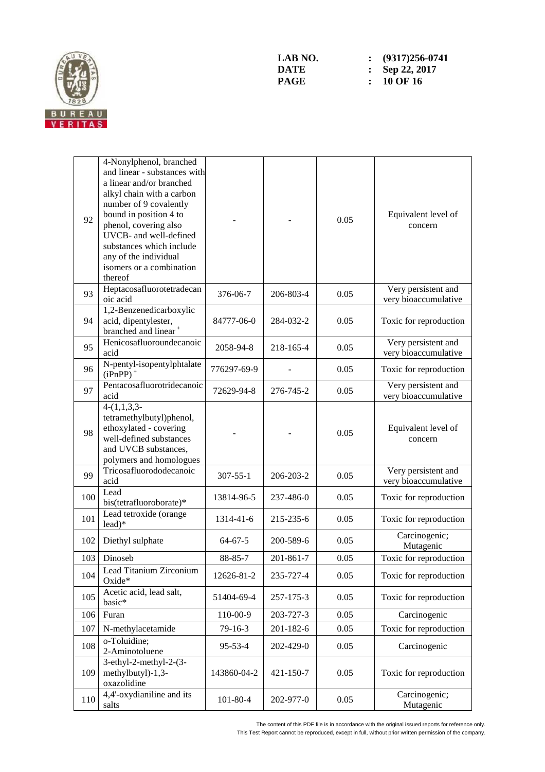| 92 | 4-Nonylphenol, branched and linear - substances with a linear and/or branched alkyl chain with a carbon number of 9 covalently bound in position 4 to phenol, covering also UVCB- and well-defined substances which include any of the individual isomers or a combination thereof | - | - | 0.05 | Equivalent level of concern |
|---|---|---|---|---|---|
| 93 | Heptacosafluorotetradecanoic acid | 376-06-7 | 206-803-4 | 0.05 | Very persistent and very bioaccumulative |
| 94 | 1,2-Benzenedicarboxylic acid, dipentylester, branched and linear [+] | 84777-06-0 | 284-032-2 | 0.05 | Toxic for reproduction |
| 95 | Henicosafluoroundecanoic acid | 2058-94-8 | 218-165-4 | 0.05 | Very persistent and very bioaccumulative |
| 96 | N-pentyl-isopentylphtalate (iPnPP) [+] | 776297-69-9 | - | 0.05 | Toxic for reproduction |
| 97 | Pentacosafluorotridecanoic acid | 72629-94-8 | 276-745-2 | 0.05 | Very persistent and very bioaccumulative |
| 98 | 4-(1,1,3,3-tetramethylbutyl)phenol, ethoxylated - covering well-defined substances and UVCB substances, polymers and homologues | - | - | 0.05 | Equivalent level of concern |
| 99 | Tricosafluorododecanoic acid | 307-55-1 | 206-203-2 | 0.05 | Very persistent and very bioaccumulative |
| 100 | Lead bis(tetrafluoroborate)* | 13814-96-5 | 237-486-0 | 0.05 | Toxic for reproduction |
| 101 | Lead tetroxide (orange lead)* | 1314-41-6 | 215-235-6 | 0.05 | Toxic for reproduction |
| 102 | Diethyl sulphate | 64-67-5 | 200-589-6 | 0.05 | Carcinogenic; Mutagenic |
| 103 | Dinoseb | 88-85-7 | 201-861-7 | 0.05 | Toxic for reproduction |
| 104 | Lead Titanium Zirconium Oxide* | 12626-81-2 | 235-727-4 | 0.05 | Toxic for reproduction |
| 105 | Acetic acid, lead salt, basic* | 51404-69-4 | 257-175-3 | 0.05 | Toxic for reproduction |
| 106 | Furan | 110-00-9 | 203-727-3 | 0.05 | Carcinogenic |
| 107 | N-methylacetamide | 79-16-3 | 201-182-6 | 0.05 | Toxic for reproduction |
| 108 | o-Toluidine; 2-Aminotoluene | 95-53-4 | 202-429-0 | 0.05 | Carcinogenic |
| 109 | 3-ethyl-2-methyl-2-(3-methylbutyl)-1,3-oxazolidine | 143860-04-2 | 421-150-7 | 0.05 | Toxic for reproduction |
| 110 | 4,4'-oxydianiline and its salts | 101-80-4 | 202-977-0 | 0.05 | Carcinogenic; Mutagenic |

The content of this PDF file is in accordance with the original issued reports for reference only.
This Test Report cannot be reproduced, except in full, without prior written permission of the company.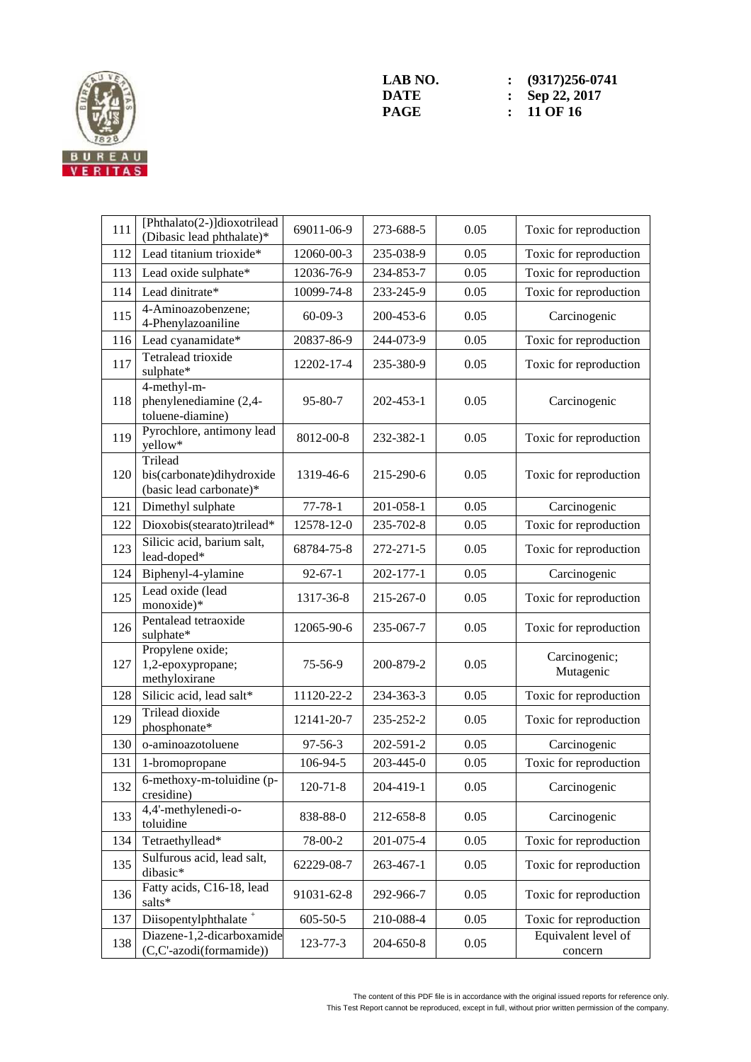LAB NO. : (9317)256-0741
DATE : Sep 22, 2017

| 111 | [Phthalato(2-)]dioxotrilead (Dibasic lead phthalate)* | 69011-06-9 | 273-688-5 | 0.05 | Toxic for reproduction |
|---|---|---|---|---|---|
| 112 | Lead titanium trioxide* | 12060-00-3 | 235-038-9 | 0.05 | Toxic for reproduction |
| 113 | Lead oxide sulphate* | 12036-76-9 | 234-853-7 | 0.05 | Toxic for reproduction |
| 114 | Lead dinitrate* | 10099-74-8 | 233-245-9 | 0.05 | Toxic for reproduction |
| 115 | 4-Aminoazobenzene; 4-Phenylazoaniline | 60-09-3 | 200-453-6 | 0.05 | Carcinogenic |
| 116 | Lead cyanamidate* | 20837-86-9 | 244-073-9 | 0.05 | Toxic for reproduction |
| 117 | Tetralead trioxide sulphate* | 12202-17-4 | 235-380-9 | 0.05 | Toxic for reproduction |
| 118 | 4-methyl-m-phenylenediamine (2,4-toluene-diamine) | 95-80-7 | 202-453-1 | 0.05 | Carcinogenic |
| 119 | Pyrochlore, antimony lead yellow* | 8012-00-8 | 232-382-1 | 0.05 | Toxic for reproduction |
| 120 | Trilead bis(carbonate)dihydroxide (basic lead carbonate)* | 1319-46-6 | 215-290-6 | 0.05 | Toxic for reproduction |
| 121 | Dimethyl sulphate | 77-78-1 | 201-058-1 | 0.05 | Carcinogenic |
| 122 | Dioxobis(stearato)trilead* | 12578-12-0 | 235-702-8 | 0.05 | Toxic for reproduction |
| 123 | Silicic acid, barium salt, lead-doped* | 68784-75-8 | 272-271-5 | 0.05 | Toxic for reproduction |
| 124 | Biphenyl-4-ylamine | 92-67-1 | 202-177-1 | 0.05 | Carcinogenic |
| 125 | Lead oxide (lead monoxide)* | 1317-36-8 | 215-267-0 | 0.05 | Toxic for reproduction |
| 126 | Pentalead tetraoxide sulphate* | 12065-90-6 | 235-067-7 | 0.05 | Toxic for reproduction |
| 127 | Propylene oxide; 1,2-epoxypropane; methyloxirane | 75-56-9 | 200-879-2 | 0.05 | Carcinogenic; Mutagenic |
| 128 | Silicic acid, lead salt* | 11120-22-2 | 234-363-3 | 0.05 | Toxic for reproduction |
| 129 | Trilead dioxide phosphonate* | 12141-20-7 | 235-252-2 | 0.05 | Toxic for reproduction |
| 130 | o-aminoazotoluene | 97-56-3 | 202-591-2 | 0.05 | Carcinogenic |
| 131 | 1-bromopropane | 106-94-5 | 203-445-0 | 0.05 | Toxic for reproduction |
| 132 | 6-methoxy-m-toluidine (p-cresidine) | 120-71-8 | 204-419-1 | 0.05 | Carcinogenic |
| 133 | 4,4'-methylenedi-o-toluidine | 838-88-0 | 212-658-8 | 0.05 | Carcinogenic |
| 134 | Tetraethyllead* | 78-00-2 | 201-075-4 | 0.05 | Toxic for reproduction |
| 135 | Sulfurous acid, lead salt, dibasic* | 62229-08-7 | 263-467-1 | 0.05 | Toxic for reproduction |
| 136 | Fatty acids, C16-18, lead salts* | 91031-62-8 | 292-966-7 | 0.05 | Toxic for reproduction |
| 137 | Diisopentylphthalate + | 605-50-5 | 210-088-4 | 0.05 | Toxic for reproduction |
| 138 | Diazene-1,2-dicarboxamide (C,C'-azodi(formamide)) | 123-77-3 | 204-650-8 | 0.05 | Equivalent level of concern |

The content of this PDF file is in accordance with the original issued reports for reference only.
This Test Report cannot be reproduced, except in full, without prior written permission of the company.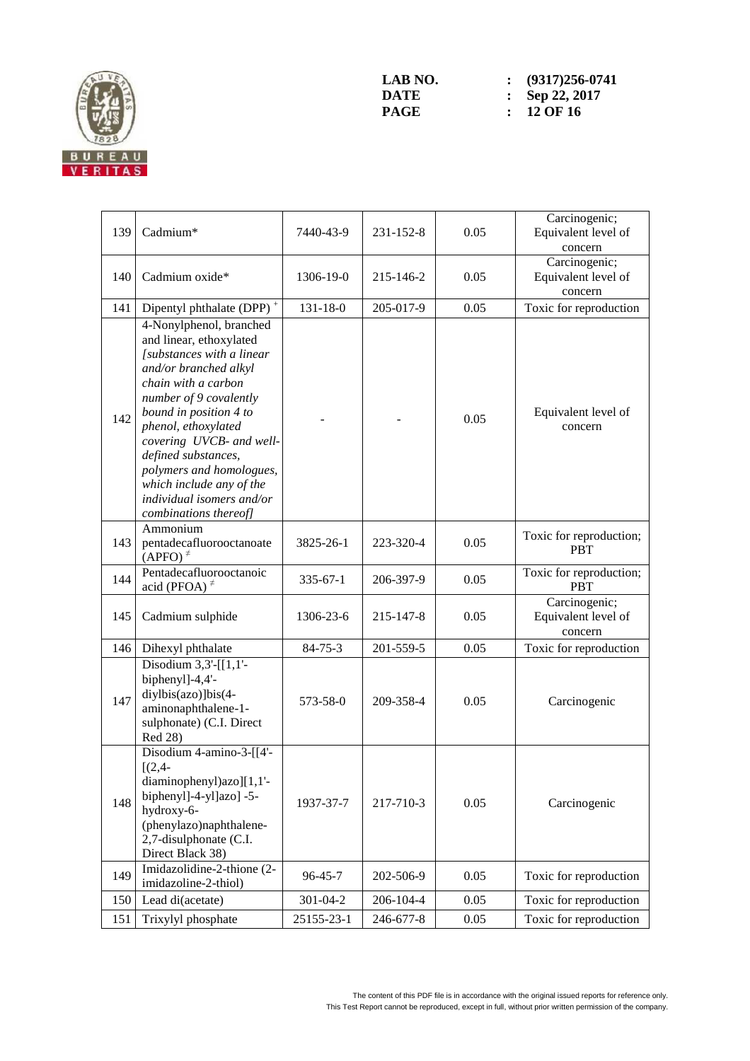| 139 | Cadmium* | 7440-43-9 | 231-152-8 | 0.05 | Carcinogenic; Equivalent level of concern |
|---|---|---|---|---|---|
| 140 | Cadmium oxide* | 1306-19-0 | 215-146-2 | 0.05 | Carcinogenic; Equivalent level of concern |
| 141 | Dipentyl phthalate (DPP) + | 131-18-0 | 205-017-9 | 0.05 | Toxic for reproduction |
| 142 | 4-Nonylphenol, branched and linear, ethoxylated *[substances with a linear and/or branched alkyl chain with a carbon number of 9 covalently bound in position 4 to phenol, ethoxylated covering UVCB- and well-defined substances, polymers and homologues, which include any of the individual isomers and/or combinations thereof]* | - | - | 0.05 | Equivalent level of concern |
| 143 | Ammonium pentadecafluorooctanoate (APFO) ≠ | 3825-26-1 | 223-320-4 | 0.05 | Toxic for reproduction; PBT |
| 144 | Pentadecafluorooctanoic acid (PFOA) ≠ | 335-67-1 | 206-397-9 | 0.05 | Toxic for reproduction; PBT |
| 145 | Cadmium sulphide | 1306-23-6 | 215-147-8 | 0.05 | Carcinogenic; Equivalent level of concern |
| 146 | Dihexyl phthalate | 84-75-3 | 201-559-5 | 0.05 | Toxic for reproduction |
| 147 | Disodium 3,3'-[[1,1'-biphenyl]-4,4'-diylbis(azo)]bis(4-aminonaphthalene-1-sulphonate) (C.I. Direct Red 28) | 573-58-0 | 209-358-4 | 0.05 | Carcinogenic |
| 148 | Disodium 4-amino-3-[[4'-[(2,4-diaminophenyl)azo][1,1'-biphenyl]-4-yl]azo] -5-hydroxy-6-(phenylazo)naphthalene-2,7-disulphonate (C.I. Direct Black 38) | 1937-37-7 | 217-710-3 | 0.05 | Carcinogenic |
| 149 | Imidazolidine-2-thione (2-imidazoline-2-thiol) | 96-45-7 | 202-506-9 | 0.05 | Toxic for reproduction |
| 150 | Lead di(acetate) | 301-04-2 | 206-104-4 | 0.05 | Toxic for reproduction |
| 151 | Trixylyl phosphate | 25155-23-1 | 246-677-8 | 0.05 | Toxic for reproduction |

The content of this PDF file is in accordance with the original issued reports for reference only.
This Test Report cannot be reproduced, except in full, without prior written permission of the company.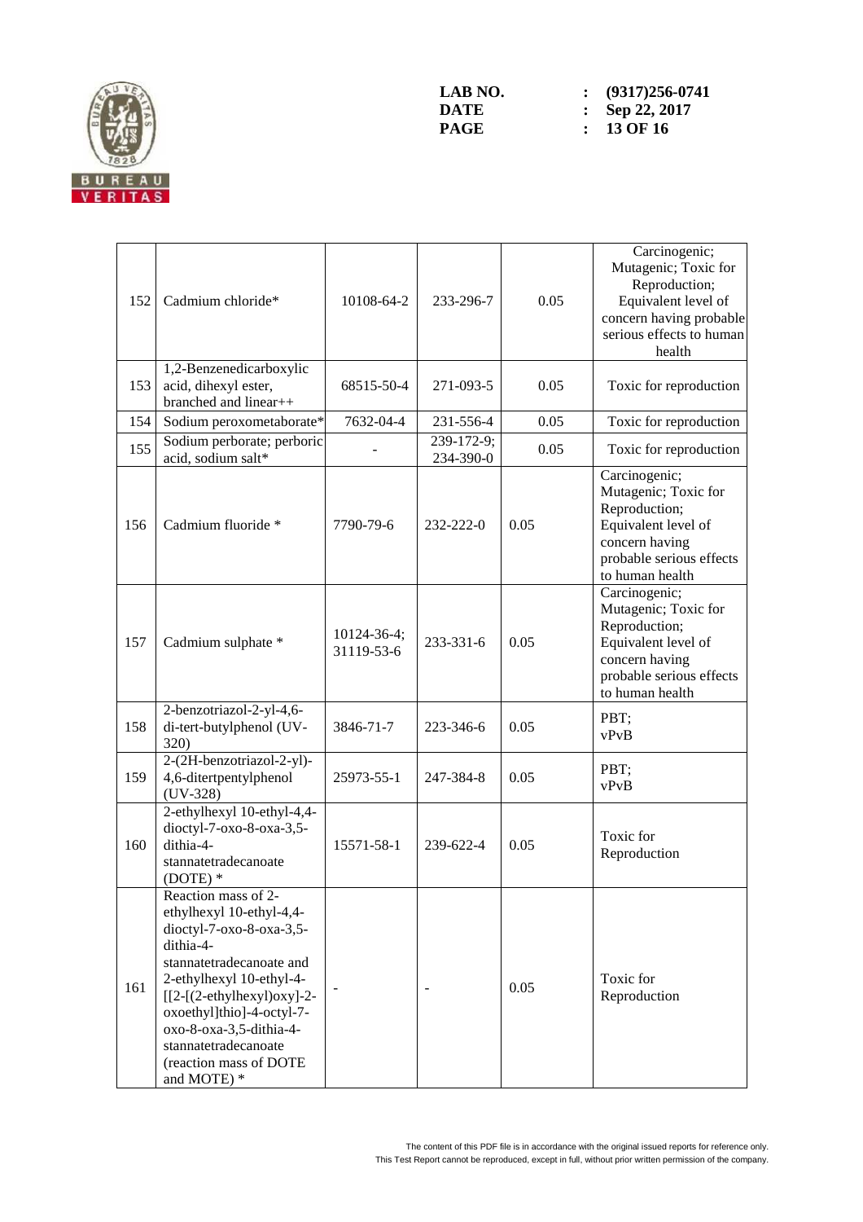| | | | | | |
|---|---|---|---|---|---|
| 152 | Cadmium chloride* | 10108-64-2 | 233-296-7 | 0.05 | Carcinogenic; Mutagenic; Toxic for Reproduction; Equivalent level of concern having probable serious effects to human health |
| 153 | 1,2-Benzenedicarboxylic acid, dihexyl ester, branched and linear++ | 68515-50-4 | 271-093-5 | 0.05 | Toxic for reproduction |
| 154 | Sodium peroxometaborate* | 7632-04-4 | 231-556-4 | 0.05 | Toxic for reproduction |
| 155 | Sodium perborate; perboric acid, sodium salt* | - | 239-172-9; 234-390-0 | 0.05 | Toxic for reproduction |
| 156 | Cadmium fluoride * | 7790-79-6 | 232-222-0 | 0.05 | Carcinogenic; Mutagenic; Toxic for Reproduction; Equivalent level of concern having probable serious effects to human health |
| 157 | Cadmium sulphate * | 10124-36-4; 31119-53-6 | 233-331-6 | 0.05 | Carcinogenic; Mutagenic; Toxic for Reproduction; Equivalent level of concern having probable serious effects to human health |
| 158 | 2-benzotriazol-2-yl-4,6-di-tert-butylphenol (UV-320) | 3846-71-7 | 223-346-6 | 0.05 | PBT; vPvB |
| 159 | 2-(2H-benzotriazol-2-yl)-4,6-ditertpentylphenol (UV-328) | 25973-55-1 | 247-384-8 | 0.05 | PBT; vPvB |
| 160 | 2-ethylhexyl 10-ethyl-4,4-dioctyl-7-oxo-8-oxa-3,5-dithia-4-stannatetradecanoate (DOTE) * | 15571-58-1 | 239-622-4 | 0.05 | Toxic for Reproduction |
| 161 | Reaction mass of 2-ethylhexyl 10-ethyl-4,4-dioctyl-7-oxo-8-oxa-3,5-dithia-4-stannatetradecanoate and 2-ethylhexyl 10-ethyl-4-[[2-[(2-ethylhexyl)oxy]-2-oxoethyl]thio]-4-octyl-7-oxo-8-oxa-3,5-dithia-4-stannatetradecanoate (reaction mass of DOTE and MOTE) * | - | - | 0.05 | Toxic for Reproduction |

The content of this PDF file is in accordance with the original issued reports for reference only.
This Test Report cannot be reproduced, except in full, without prior written permission of the company.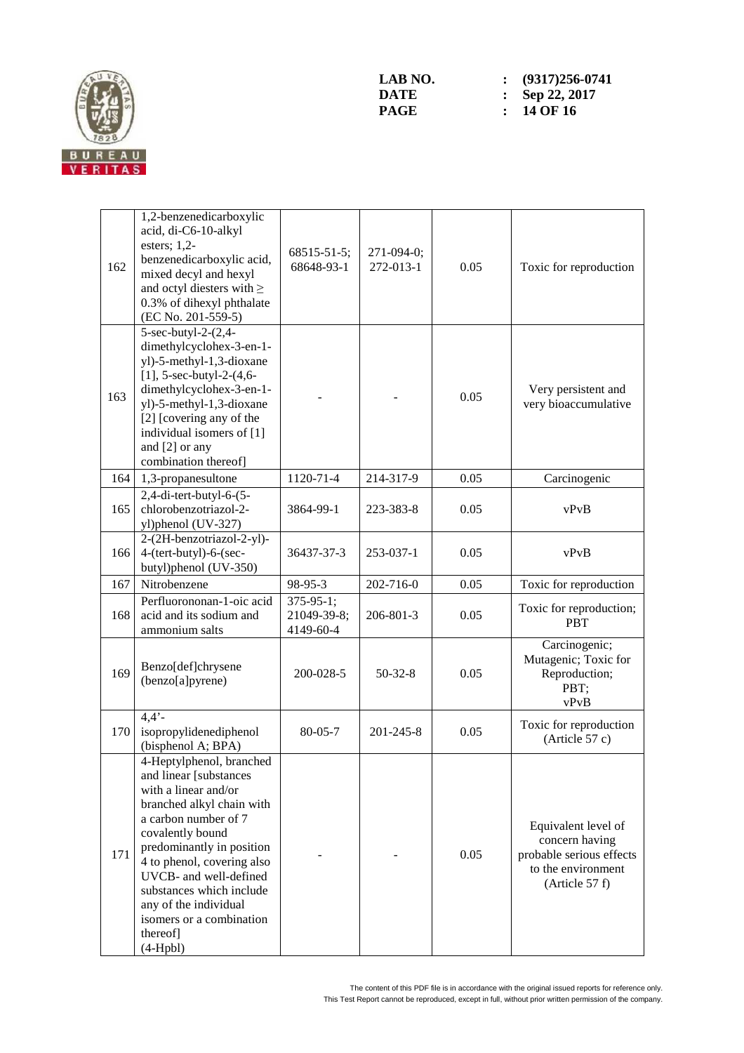| 162 | 1,2-benzenedicarboxylic acid, di-C6-10-alkyl esters; 1,2-benzenedicarboxylic acid, mixed decyl and hexyl and octyl diesters with ≥ 0.3% of dihexyl phthalate (EC No. 201-559-5) | 68515-51-5; 68648-93-1 | 271-094-0; 272-013-1 | 0.05 | Toxic for reproduction |
|---|---|---|---|---|---|
| 163 | 5-sec-butyl-2-(2,4-dimethylcyclohex-3-en-1-yl)-5-methyl-1,3-dioxane [1], 5-sec-butyl-2-(4,6-dimethylcyclohex-3-en-1-yl)-5-methyl-1,3-dioxane [2] [covering any of the individual isomers of [1] and [2] or any combination thereof] | - | - | 0.05 | Very persistent and very bioaccumulative |
| 164 | 1,3-propanesultone | 1120-71-4 | 214-317-9 | 0.05 | Carcinogenic |
| 165 | 2,4-di-tert-butyl-6-(5-chlorobenzotriazol-2-yl)phenol (UV-327) | 3864-99-1 | 223-383-8 | 0.05 | vPvB |
| 166 | 2-(2H-benzotriazol-2-yl)-4-(tert-butyl)-6-(sec-butyl)phenol (UV-350) | 36437-37-3 | 253-037-1 | 0.05 | vPvB |
| 167 | Nitrobenzene | 98-95-3 | 202-716-0 | 0.05 | Toxic for reproduction |
| 168 | Perfluorononan-1-oic acid acid and its sodium and ammonium salts | 375-95-1; 21049-39-8; 4149-60-4 | 206-801-3 | 0.05 | Toxic for reproduction; PBT |
| 169 | Benzo[def]chrysene (benzo[a]pyrene) | 200-028-5 | 50-32-8 | 0.05 | Carcinogenic; Mutagenic; Toxic for Reproduction; PBT; vPvB |
| 170 | 4,4'-isopropylidenediphenol (bisphenol A; BPA) | 80-05-7 | 201-245-8 | 0.05 | Toxic for reproduction (Article 57 c) |
| 171 | 4-Heptylphenol, branched and linear [substances with a linear and/or branched alkyl chain with a carbon number of 7 covalently bound predominantly in position 4 to phenol, covering also UVCB- and well-defined substances which include any of the individual isomers or a combination thereof] (4-Hpbl) | - | - | 0.05 | Equivalent level of concern having probable serious effects to the environment (Article 57 f) |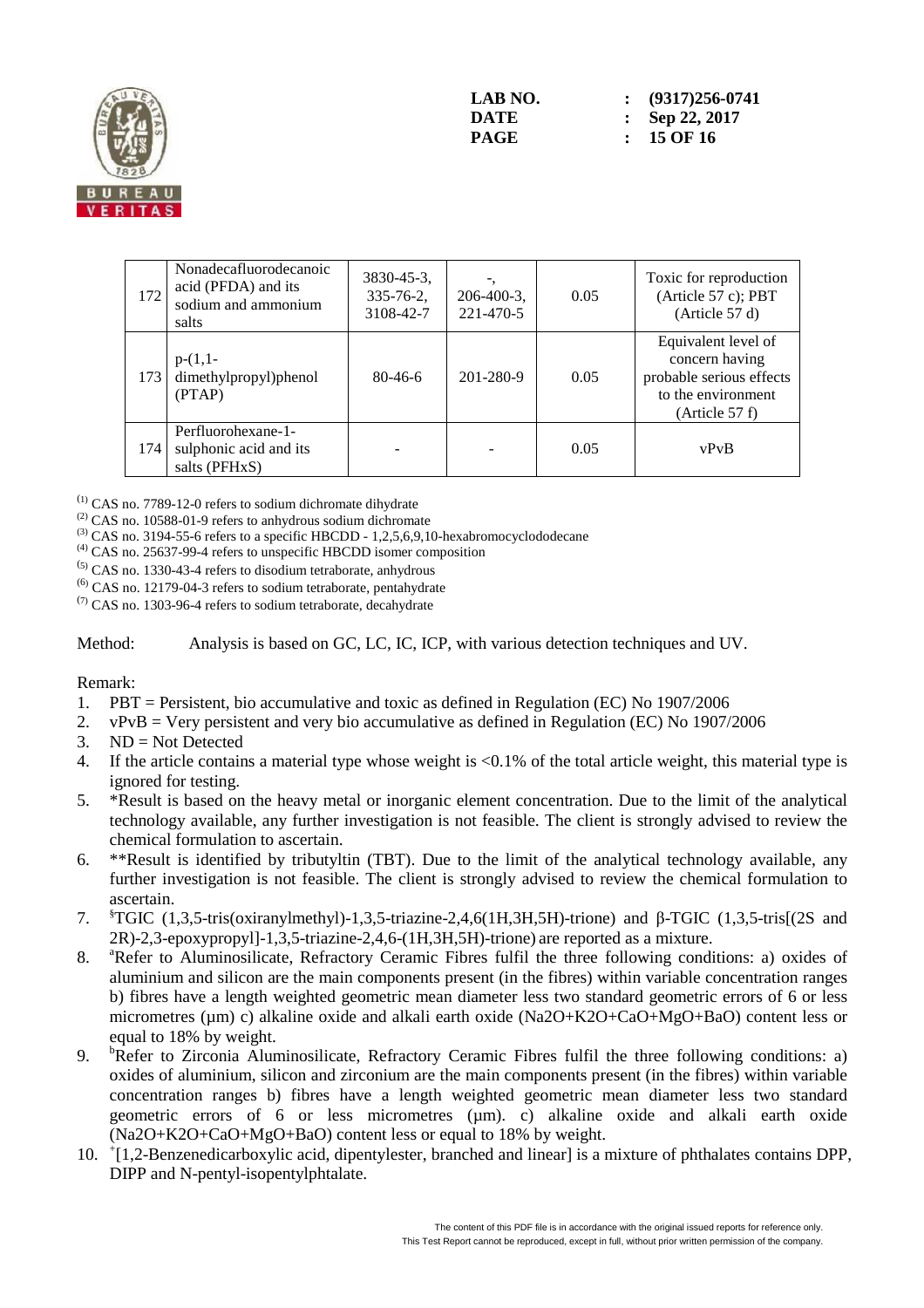LAB NO. : (9317)256-0741
DATE : Sep 22, 2017

| 172 | Nonadecafluorodecanoic acid (PFDA) and its sodium and ammonium salts | 3830-45-3, 335-76-2, 3108-42-7 | -, 206-400-3, 221-470-5 | 0.05 | Toxic for reproduction (Article 57 c); PBT (Article 57 d) |
|---|---|---|---|---|---|
| 173 | p-(1,1-dimethylpropyl)phenol (PTAP) | 80-46-6 | 201-280-9 | 0.05 | Equivalent level of concern having probable serious effects to the environment (Article 57 f) |
| 174 | Perfluorohexane-1-sulphonic acid and its salts (PFHxS) | - | - | 0.05 | vPvB |

(1) CAS no. 7789-12-0 refers to sodium dichromate dihydrate
(2) CAS no. 10588-01-9 refers to anhydrous sodium dichromate
(3) CAS no. 3194-55-6 refers to a specific HBCDD - 1,2,5,6,9,10-hexabromocyclododecane
(4) CAS no. 25637-99-4 refers to unspecific HBCDD isomer composition
(5) CAS no. 1330-43-4 refers to disodium tetraborate, anhydrous
(6) CAS no. 12179-04-3 refers to sodium tetraborate, pentahydrate
(7) CAS no. 1303-96-4 refers to sodium tetraborate, decahydrate

Method: Analysis is based on GC, LC, IC, ICP, with various detection techniques and UV.

Remark:

1. PBT = Persistent, bio accumulative and toxic as defined in Regulation (EC) No 1907/2006
2. vPvB = Very persistent and very bio accumulative as defined in Regulation (EC) No 1907/2006
3. ND = Not Detected
4. If the article contains a material type whose weight is <0.1% of the total article weight, this material type is ignored for testing.
5. *Result is based on the heavy metal or inorganic element concentration. Due to the limit of the analytical technology available, any further investigation is not feasible. The client is strongly advised to review the chemical formulation to ascertain.
6. **Result is identified by tributyltin (TBT). Due to the limit of the analytical technology available, any further investigation is not feasible. The client is strongly advised to review the chemical formulation to ascertain.
7. [§]TGIC (1,3,5-tris(oxiranylmethyl)-1,3,5-triazine-2,4,6(1H,3H,5H)-trione) and β-TGIC (1,3,5-tris[(2S and 2R)-2,3-epoxypropyl]-1,3,5-triazine-2,4,6-(1H,3H,5H)-trione) are reported as a mixture.
8. [a]Refer to Aluminosilicate, Refractory Ceramic Fibres fulfil the three following conditions: a) oxides of aluminium and silicon are the main components present (in the fibres) within variable concentration ranges b) fibres have a length weighted geometric mean diameter less two standard geometric errors of 6 or less micrometres (µm) c) alkaline oxide and alkali earth oxide ($Na_2O$+$K_2O$+CaO+MgO+BaO) content less or equal to 18% by weight.
9. [b]Refer to Zirconia Aluminosilicate, Refractory Ceramic Fibres fulfil the three following conditions: a) oxides of aluminium, silicon and zirconium are the main components present (in the fibres) within variable concentration ranges b) fibres have a length weighted geometric mean diameter less two standard geometric errors of 6 or less micrometres (µm). c) alkaline oxide and alkali earth oxide ($Na_2O$+$K_2O$+CaO+MgO+BaO) content less or equal to 18% by weight.
10. [+][1,2-Benzenedicarboxylic acid, dipentylester, branched and linear] is a mixture of phthalates contains DPP, DIPP and N-pentyl-isopentylphtalate.

The content of this PDF file is in accordance with the original issued reports for reference only.
This Test Report cannot be reproduced, except in full, without prior written permission of the company.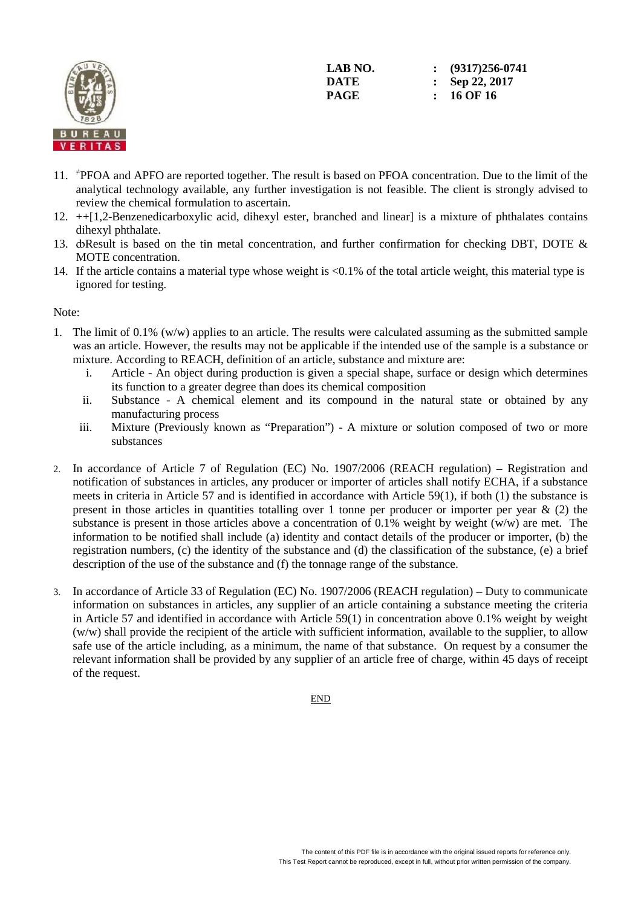11. [#]PFOA and APFO are reported together. The result is based on PFOA concentration. Due to the limit of the analytical technology available, any further investigation is not feasible. The client is strongly advised to review the chemical formulation to ascertain.
12. ++[1,2-Benzenedicarboxylic acid, dihexyl ester, branched and linear] is a mixture of phthalates contains dihexyl phthalate.
13. фResult is based on the tin metal concentration, and further confirmation for checking DBT, DOTE & MOTE concentration.
14. If the article contains a material type whose weight is <0.1% of the total article weight, this material type is ignored for testing.

Note:

1. The limit of 0.1% (w/w) applies to an article. The results were calculated assuming as the submitted sample was an article. However, the results may not be applicable if the intended use of the sample is a substance or mixture. According to REACH, definition of an article, substance and mixture are:
   i. Article - An object during production is given a special shape, surface or design which determines its function to a greater degree than does its chemical composition
   ii. Substance - A chemical element and its compound in the natural state or obtained by any manufacturing process
   iii. Mixture (Previously known as "Preparation") - A mixture or solution composed of two or more substances

2. In accordance of Article 7 of Regulation (EC) No. 1907/2006 (REACH regulation) – Registration and notification of substances in articles, any producer or importer of articles shall notify ECHA, if a substance meets in criteria in Article 57 and is identified in accordance with Article 59(1), if both (1) the substance is present in those articles in quantities totalling over 1 tonne per producer or importer per year & (2) the substance is present in those articles above a concentration of 0.1% weight by weight (w/w) are met. The information to be notified shall include (a) identity and contact details of the producer or importer, (b) the registration numbers, (c) the identity of the substance and (d) the classification of the substance, (e) a brief description of the use of the substance and (f) the tonnage range of the substance.

3. In accordance of Article 33 of Regulation (EC) No. 1907/2006 (REACH regulation) – Duty to communicate information on substances in articles, any supplier of an article containing a substance meeting the criteria in Article 57 and identified in accordance with Article 59(1) in concentration above 0.1% weight by weight (w/w) shall provide the recipient of the article with sufficient information, available to the supplier, to allow safe use of the article including, as a minimum, the name of that substance. On request by a consumer the relevant information shall be provided by any supplier of an article free of charge, within 45 days of receipt of the request.

END